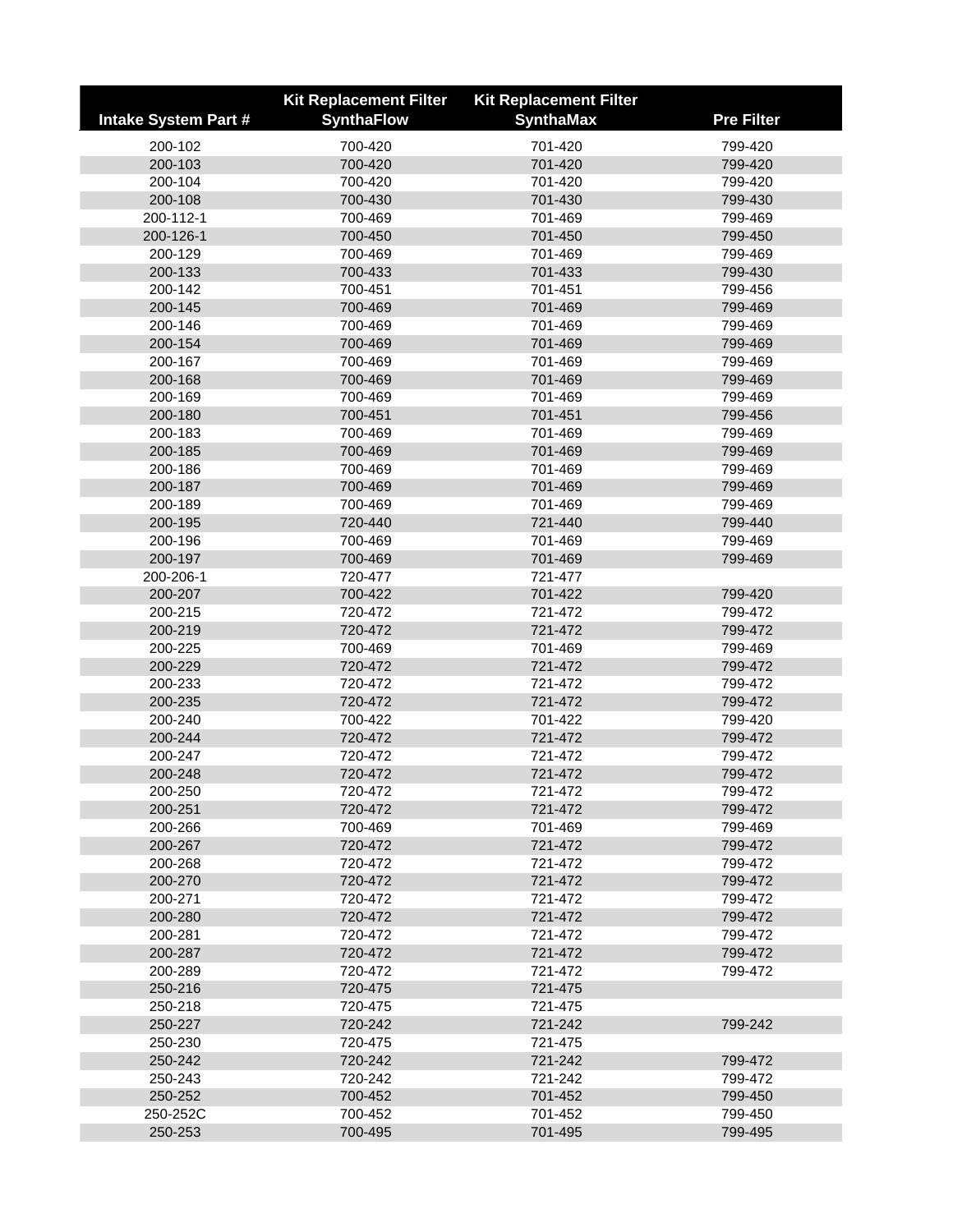| Intake System Part # | Kit Replacement Filter SynthaFlow | Kit Replacement Filter SynthaMax | Pre Filter |
|---|---|---|---|
| 200-102 | 700-420 | 701-420 | 799-420 |
| 200-103 | 700-420 | 701-420 | 799-420 |
| 200-104 | 700-420 | 701-420 | 799-420 |
| 200-108 | 700-430 | 701-430 | 799-430 |
| 200-112-1 | 700-469 | 701-469 | 799-469 |
| 200-126-1 | 700-450 | 701-450 | 799-450 |
| 200-129 | 700-469 | 701-469 | 799-469 |
| 200-133 | 700-433 | 701-433 | 799-430 |
| 200-142 | 700-451 | 701-451 | 799-456 |
| 200-145 | 700-469 | 701-469 | 799-469 |
| 200-146 | 700-469 | 701-469 | 799-469 |
| 200-154 | 700-469 | 701-469 | 799-469 |
| 200-167 | 700-469 | 701-469 | 799-469 |
| 200-168 | 700-469 | 701-469 | 799-469 |
| 200-169 | 700-469 | 701-469 | 799-469 |
| 200-180 | 700-451 | 701-451 | 799-456 |
| 200-183 | 700-469 | 701-469 | 799-469 |
| 200-185 | 700-469 | 701-469 | 799-469 |
| 200-186 | 700-469 | 701-469 | 799-469 |
| 200-187 | 700-469 | 701-469 | 799-469 |
| 200-189 | 700-469 | 701-469 | 799-469 |
| 200-195 | 720-440 | 721-440 | 799-440 |
| 200-196 | 700-469 | 701-469 | 799-469 |
| 200-197 | 700-469 | 701-469 | 799-469 |
| 200-206-1 | 720-477 | 721-477 | |
| 200-207 | 700-422 | 701-422 | 799-420 |
| 200-215 | 720-472 | 721-472 | 799-472 |
| 200-219 | 720-472 | 721-472 | 799-472 |
| 200-225 | 700-469 | 701-469 | 799-469 |
| 200-229 | 720-472 | 721-472 | 799-472 |
| 200-233 | 720-472 | 721-472 | 799-472 |
| 200-235 | 720-472 | 721-472 | 799-472 |
| 200-240 | 700-422 | 701-422 | 799-420 |
| 200-244 | 720-472 | 721-472 | 799-472 |
| 200-247 | 720-472 | 721-472 | 799-472 |
| 200-248 | 720-472 | 721-472 | 799-472 |
| 200-250 | 720-472 | 721-472 | 799-472 |
| 200-251 | 720-472 | 721-472 | 799-472 |
| 200-266 | 700-469 | 701-469 | 799-469 |
| 200-267 | 720-472 | 721-472 | 799-472 |
| 200-268 | 720-472 | 721-472 | 799-472 |
| 200-270 | 720-472 | 721-472 | 799-472 |
| 200-271 | 720-472 | 721-472 | 799-472 |
| 200-280 | 720-472 | 721-472 | 799-472 |
| 200-281 | 720-472 | 721-472 | 799-472 |
| 200-287 | 720-472 | 721-472 | 799-472 |
| 200-289 | 720-472 | 721-472 | 799-472 |
| 250-216 | 720-475 | 721-475 | |
| 250-218 | 720-475 | 721-475 | |
| 250-227 | 720-242 | 721-242 | 799-242 |
| 250-230 | 720-475 | 721-475 | |
| 250-242 | 720-242 | 721-242 | 799-472 |
| 250-243 | 720-242 | 721-242 | 799-472 |
| 250-252 | 700-452 | 701-452 | 799-450 |
| 250-252C | 700-452 | 701-452 | 799-450 |
| 250-253 | 700-495 | 701-495 | 799-495 |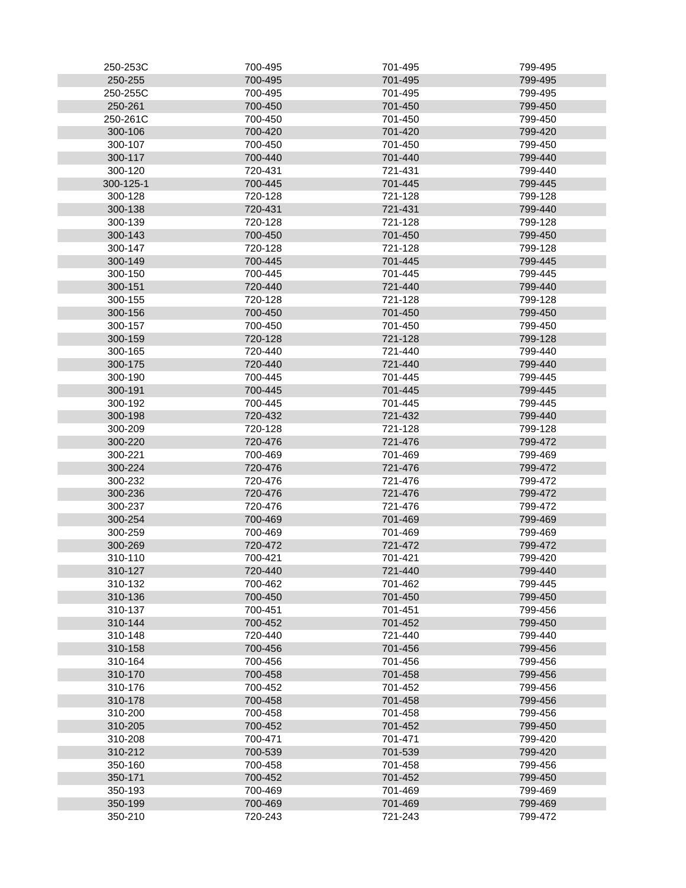| | | | |
|---|---|---|---|
| 250-253C | 700-495 | 701-495 | 799-495 |
| 250-255 | 700-495 | 701-495 | 799-495 |
| 250-255C | 700-495 | 701-495 | 799-495 |
| 250-261 | 700-450 | 701-450 | 799-450 |
| 250-261C | 700-450 | 701-450 | 799-450 |
| 300-106 | 700-420 | 701-420 | 799-420 |
| 300-107 | 700-450 | 701-450 | 799-450 |
| 300-117 | 700-440 | 701-440 | 799-440 |
| 300-120 | 720-431 | 721-431 | 799-440 |
| 300-125-1 | 700-445 | 701-445 | 799-445 |
| 300-128 | 720-128 | 721-128 | 799-128 |
| 300-138 | 720-431 | 721-431 | 799-440 |
| 300-139 | 720-128 | 721-128 | 799-128 |
| 300-143 | 700-450 | 701-450 | 799-450 |
| 300-147 | 720-128 | 721-128 | 799-128 |
| 300-149 | 700-445 | 701-445 | 799-445 |
| 300-150 | 700-445 | 701-445 | 799-445 |
| 300-151 | 720-440 | 721-440 | 799-440 |
| 300-155 | 720-128 | 721-128 | 799-128 |
| 300-156 | 700-450 | 701-450 | 799-450 |
| 300-157 | 700-450 | 701-450 | 799-450 |
| 300-159 | 720-128 | 721-128 | 799-128 |
| 300-165 | 720-440 | 721-440 | 799-440 |
| 300-175 | 720-440 | 721-440 | 799-440 |
| 300-190 | 700-445 | 701-445 | 799-445 |
| 300-191 | 700-445 | 701-445 | 799-445 |
| 300-192 | 700-445 | 701-445 | 799-445 |
| 300-198 | 720-432 | 721-432 | 799-440 |
| 300-209 | 720-128 | 721-128 | 799-128 |
| 300-220 | 720-476 | 721-476 | 799-472 |
| 300-221 | 700-469 | 701-469 | 799-469 |
| 300-224 | 720-476 | 721-476 | 799-472 |
| 300-232 | 720-476 | 721-476 | 799-472 |
| 300-236 | 720-476 | 721-476 | 799-472 |
| 300-237 | 720-476 | 721-476 | 799-472 |
| 300-254 | 700-469 | 701-469 | 799-469 |
| 300-259 | 700-469 | 701-469 | 799-469 |
| 300-269 | 720-472 | 721-472 | 799-472 |
| 310-110 | 700-421 | 701-421 | 799-420 |
| 310-127 | 720-440 | 721-440 | 799-440 |
| 310-132 | 700-462 | 701-462 | 799-445 |
| 310-136 | 700-450 | 701-450 | 799-450 |
| 310-137 | 700-451 | 701-451 | 799-456 |
| 310-144 | 700-452 | 701-452 | 799-450 |
| 310-148 | 720-440 | 721-440 | 799-440 |
| 310-158 | 700-456 | 701-456 | 799-456 |
| 310-164 | 700-456 | 701-456 | 799-456 |
| 310-170 | 700-458 | 701-458 | 799-456 |
| 310-176 | 700-452 | 701-452 | 799-456 |
| 310-178 | 700-458 | 701-458 | 799-456 |
| 310-200 | 700-458 | 701-458 | 799-456 |
| 310-205 | 700-452 | 701-452 | 799-450 |
| 310-208 | 700-471 | 701-471 | 799-420 |
| 310-212 | 700-539 | 701-539 | 799-420 |
| 350-160 | 700-458 | 701-458 | 799-456 |
| 350-171 | 700-452 | 701-452 | 799-450 |
| 350-193 | 700-469 | 701-469 | 799-469 |
| 350-199 | 700-469 | 701-469 | 799-469 |
| 350-210 | 720-243 | 721-243 | 799-472 |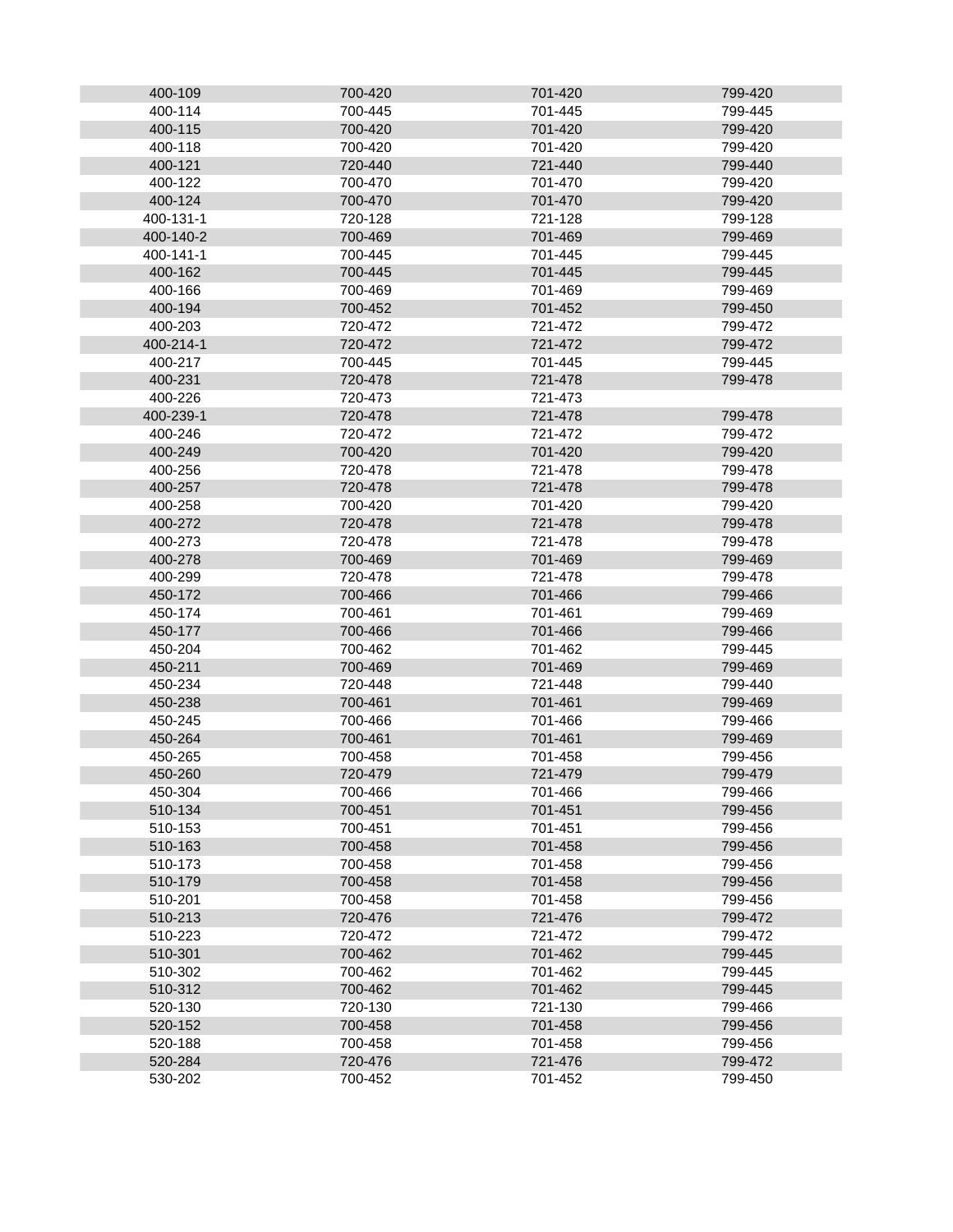| | | | |
|---|---|---|---|
| 400-109 | 700-420 | 701-420 | 799-420 |
| 400-114 | 700-445 | 701-445 | 799-445 |
| 400-115 | 700-420 | 701-420 | 799-420 |
| 400-118 | 700-420 | 701-420 | 799-420 |
| 400-121 | 720-440 | 721-440 | 799-440 |
| 400-122 | 700-470 | 701-470 | 799-420 |
| 400-124 | 700-470 | 701-470 | 799-420 |
| 400-131-1 | 720-128 | 721-128 | 799-128 |
| 400-140-2 | 700-469 | 701-469 | 799-469 |
| 400-141-1 | 700-445 | 701-445 | 799-445 |
| 400-162 | 700-445 | 701-445 | 799-445 |
| 400-166 | 700-469 | 701-469 | 799-469 |
| 400-194 | 700-452 | 701-452 | 799-450 |
| 400-203 | 720-472 | 721-472 | 799-472 |
| 400-214-1 | 720-472 | 721-472 | 799-472 |
| 400-217 | 700-445 | 701-445 | 799-445 |
| 400-231 | 720-478 | 721-478 | 799-478 |
| 400-226 | 720-473 | 721-473 | |
| 400-239-1 | 720-478 | 721-478 | 799-478 |
| 400-246 | 720-472 | 721-472 | 799-472 |
| 400-249 | 700-420 | 701-420 | 799-420 |
| 400-256 | 720-478 | 721-478 | 799-478 |
| 400-257 | 720-478 | 721-478 | 799-478 |
| 400-258 | 700-420 | 701-420 | 799-420 |
| 400-272 | 720-478 | 721-478 | 799-478 |
| 400-273 | 720-478 | 721-478 | 799-478 |
| 400-278 | 700-469 | 701-469 | 799-469 |
| 400-299 | 720-478 | 721-478 | 799-478 |
| 450-172 | 700-466 | 701-466 | 799-466 |
| 450-174 | 700-461 | 701-461 | 799-469 |
| 450-177 | 700-466 | 701-466 | 799-466 |
| 450-204 | 700-462 | 701-462 | 799-445 |
| 450-211 | 700-469 | 701-469 | 799-469 |
| 450-234 | 720-448 | 721-448 | 799-440 |
| 450-238 | 700-461 | 701-461 | 799-469 |
| 450-245 | 700-466 | 701-466 | 799-466 |
| 450-264 | 700-461 | 701-461 | 799-469 |
| 450-265 | 700-458 | 701-458 | 799-456 |
| 450-260 | 720-479 | 721-479 | 799-479 |
| 450-304 | 700-466 | 701-466 | 799-466 |
| 510-134 | 700-451 | 701-451 | 799-456 |
| 510-153 | 700-451 | 701-451 | 799-456 |
| 510-163 | 700-458 | 701-458 | 799-456 |
| 510-173 | 700-458 | 701-458 | 799-456 |
| 510-179 | 700-458 | 701-458 | 799-456 |
| 510-201 | 700-458 | 701-458 | 799-456 |
| 510-213 | 720-476 | 721-476 | 799-472 |
| 510-223 | 720-472 | 721-472 | 799-472 |
| 510-301 | 700-462 | 701-462 | 799-445 |
| 510-302 | 700-462 | 701-462 | 799-445 |
| 510-312 | 700-462 | 701-462 | 799-445 |
| 520-130 | 720-130 | 721-130 | 799-466 |
| 520-152 | 700-458 | 701-458 | 799-456 |
| 520-188 | 700-458 | 701-458 | 799-456 |
| 520-284 | 720-476 | 721-476 | 799-472 |
| 530-202 | 700-452 | 701-452 | 799-450 |